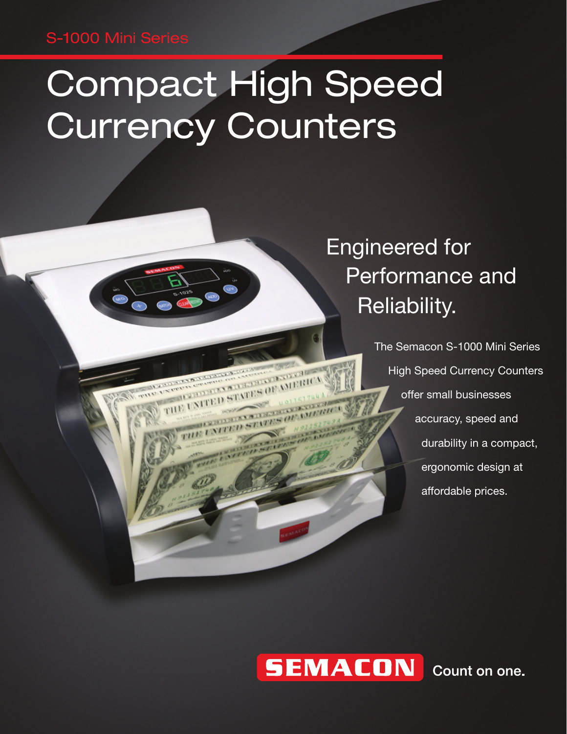S-1000 Mini Series

# Compact High Speed Currency Counters

## Engineered for Performance and Reliability.

The Semacon S-1000 Mini Series High Speed Currency Counters offer small businesses accuracy, speed and durability in a compact, ergonomic design at affordable prices.

SEMACON Count on one.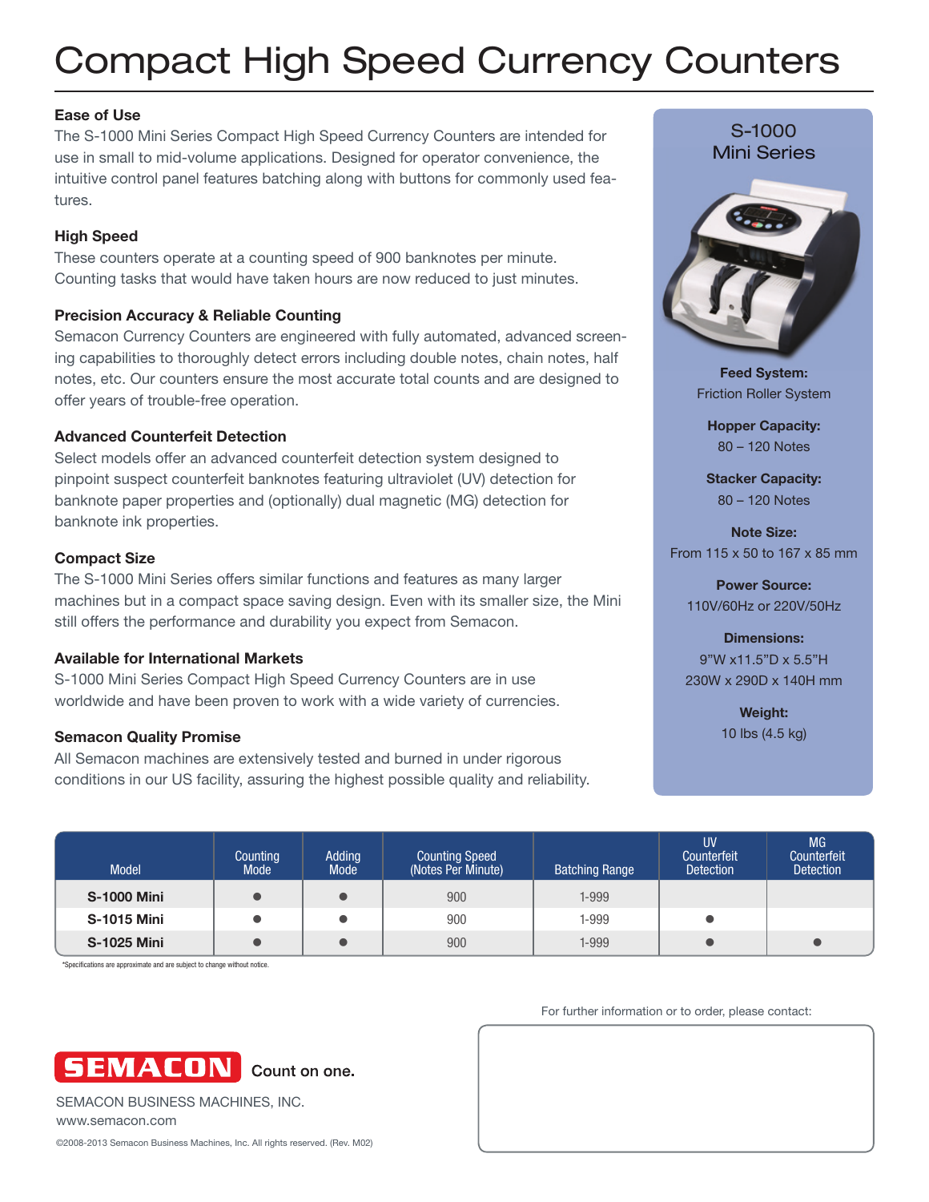# Compact High Speed Currency Counters

### Ease of Use

The S-1000 Mini Series Compact High Speed Currency Counters are intended for use in small to mid-volume applications. Designed for operator convenience, the intuitive control panel features batching along with buttons for commonly used features.

### High Speed

These counters operate at a counting speed of 900 banknotes per minute. Counting tasks that would have taken hours are now reduced to just minutes.

### Precision Accuracy & Reliable Counting

Semacon Currency Counters are engineered with fully automated, advanced screening capabilities to thoroughly detect errors including double notes, chain notes, half notes, etc. Our counters ensure the most accurate total counts and are designed to offer years of trouble-free operation.

### Advanced Counterfeit Detection

Select models offer an advanced counterfeit detection system designed to pinpoint suspect counterfeit banknotes featuring ultraviolet (UV) detection for banknote paper properties and (optionally) dual magnetic (MG) detection for banknote ink properties.

### Compact Size

The S-1000 Mini Series offers similar functions and features as many larger machines but in a compact space saving design. Even with its smaller size, the Mini still offers the performance and durability you expect from Semacon.

### Available for International Markets

S-1000 Mini Series Compact High Speed Currency Counters are in use worldwide and have been proven to work with a wide variety of currencies.

### Semacon Quality Promise

All Semacon machines are extensively tested and burned in under rigorous conditions in our US facility, assuring the highest possible quality and reliability.

## S-1000 Mini Series

**Feed System:**
Friction Roller System

**Hopper Capacity:**
80 – 120 Notes

**Stacker Capacity:**
80 – 120 Notes

**Note Size:**
From 115 x 50 to 167 x 85 mm

**Power Source:**
110V/60Hz or 220V/50Hz

**Dimensions:**
9"W x11.5"D x 5.5"H
230W x 290D x 140H mm

**Weight:**
10 lbs (4.5 kg)

| Model | Counting Mode | Adding Mode | Counting Speed (Notes Per Minute) | Batching Range | UV Counterfeit Detection | MG Counterfeit Detection |
|---|---|---|---|---|---|---|
| **S-1000 Mini** | ● | ● | 900 | 1-999 | | |
| **S-1015 Mini** | ● | ● | 900 | 1-999 | ● | |
| **S-1025 Mini** | ● | ● | 900 | 1-999 | ● | ● |

*Specifications are approximate and are subject to change without notice.

For further information or to order, please contact:

SEMACON Count on one.

SEMACON BUSINESS MACHINES, INC.
www.semacon.com

©2008-2013 Semacon Business Machines, Inc. All rights reserved. (Rev. M02)